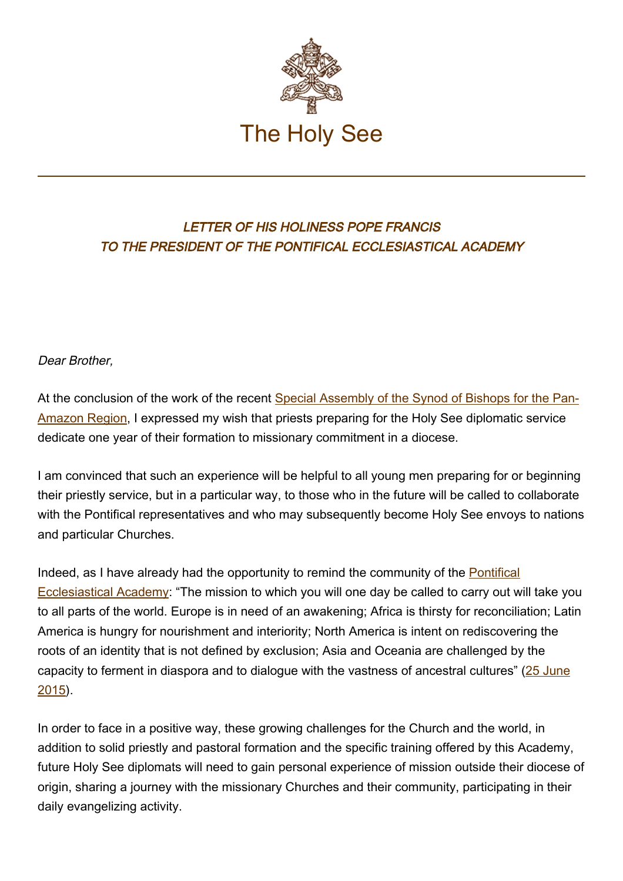The Holy See

### *LETTER OF HIS HOLINESS POPE FRANCIS TO THE PRESIDENT OF THE PONTIFICAL ECCLESIASTICAL ACADEMY*

*Dear Brother,*

At the conclusion of the work of the recent Special Assembly of the Synod of Bishops for the Pan-Amazon Region, I expressed my wish that priests preparing for the Holy See diplomatic service dedicate one year of their formation to missionary commitment in a diocese.

I am convinced that such an experience will be helpful to all young men preparing for or beginning their priestly service, but in a particular way, to those who in the future will be called to collaborate with the Pontifical representatives and who may subsequently become Holy See envoys to nations and particular Churches.

Indeed, as I have already had the opportunity to remind the community of the Pontifical Ecclesiastical Academy: “The mission to which you will one day be called to carry out will take you to all parts of the world. Europe is in need of an awakening; Africa is thirsty for reconciliation; Latin America is hungry for nourishment and interiority; North America is intent on rediscovering the roots of an identity that is not defined by exclusion; Asia and Oceania are challenged by the capacity to ferment in diaspora and to dialogue with the vastness of ancestral cultures” (25 June 2015).

In order to face in a positive way, these growing challenges for the Church and the world, in addition to solid priestly and pastoral formation and the specific training offered by this Academy, future Holy See diplomats will need to gain personal experience of mission outside their diocese of origin, sharing a journey with the missionary Churches and their community, participating in their daily evangelizing activity.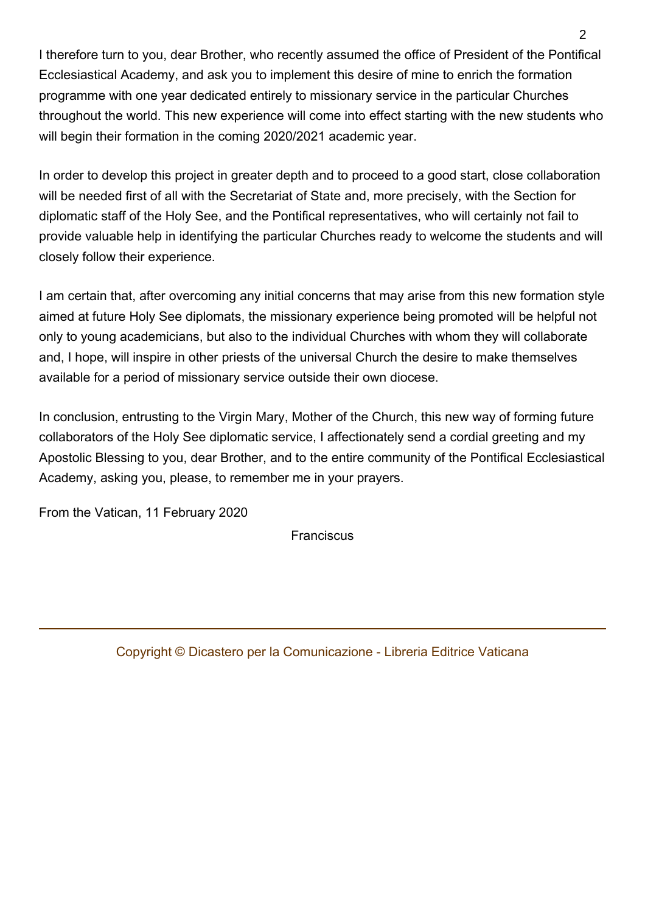I therefore turn to you, dear Brother, who recently assumed the office of President of the Pontifical Ecclesiastical Academy, and ask you to implement this desire of mine to enrich the formation programme with one year dedicated entirely to missionary service in the particular Churches throughout the world. This new experience will come into effect starting with the new students who will begin their formation in the coming 2020/2021 academic year.

In order to develop this project in greater depth and to proceed to a good start, close collaboration will be needed first of all with the Secretariat of State and, more precisely, with the Section for diplomatic staff of the Holy See, and the Pontifical representatives, who will certainly not fail to provide valuable help in identifying the particular Churches ready to welcome the students and will closely follow their experience.

I am certain that, after overcoming any initial concerns that may arise from this new formation style aimed at future Holy See diplomats, the missionary experience being promoted will be helpful not only to young academicians, but also to the individual Churches with whom they will collaborate and, I hope, will inspire in other priests of the universal Church the desire to make themselves available for a period of missionary service outside their own diocese.

In conclusion, entrusting to the Virgin Mary, Mother of the Church, this new way of forming future collaborators of the Holy See diplomatic service, I affectionately send a cordial greeting and my Apostolic Blessing to you, dear Brother, and to the entire community of the Pontifical Ecclesiastical Academy, asking you, please, to remember me in your prayers.

From the Vatican, 11 February 2020

Franciscus

---

Copyright © Dicastero per la Comunicazione - Libreria Editrice Vaticana